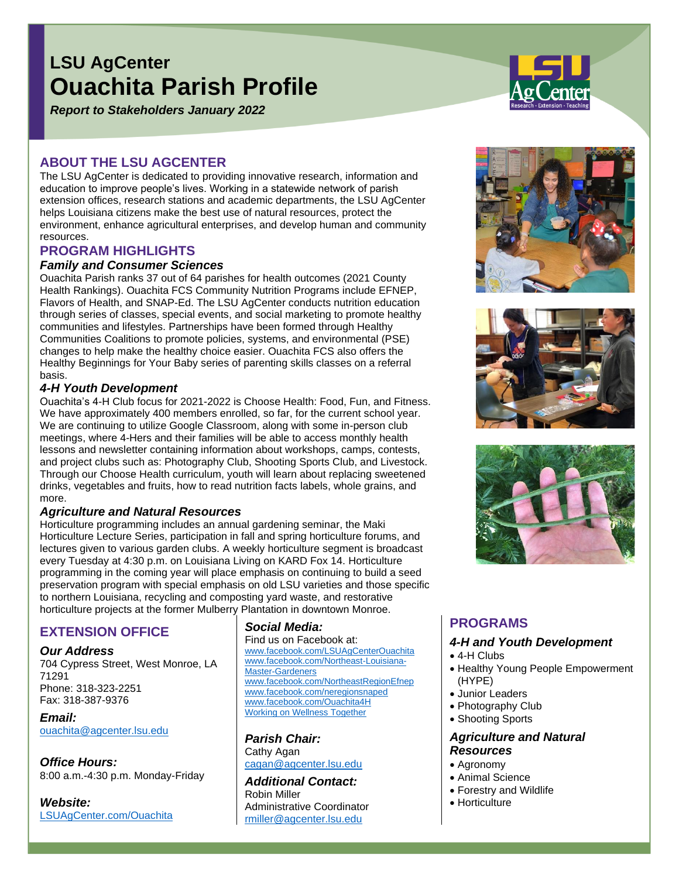# LSU AgCenter
# Ouachita Parish Profile

*Report to Stakeholders January 2022*

## ABOUT THE LSU AGCENTER

The LSU AgCenter is dedicated to providing innovative research, information and education to improve people's lives. Working in a statewide network of parish extension offices, research stations and academic departments, the LSU AgCenter helps Louisiana citizens make the best use of natural resources, protect the environment, enhance agricultural enterprises, and develop human and community resources.

## PROGRAM HIGHLIGHTS

### *Family and Consumer Sciences*

Ouachita Parish ranks 37 out of 64 parishes for health outcomes (2021 County Health Rankings). Ouachita FCS Community Nutrition Programs include EFNEP, Flavors of Health, and SNAP-Ed. The LSU AgCenter conducts nutrition education through series of classes, special events, and social marketing to promote healthy communities and lifestyles. Partnerships have been formed through Healthy Communities Coalitions to promote policies, systems, and environmental (PSE) changes to help make the healthy choice easier. Ouachita FCS also offers the Healthy Beginnings for Your Baby series of parenting skills classes on a referral basis.

### *4-H Youth Development*

Ouachita's 4-H Club focus for 2021-2022 is Choose Health: Food, Fun, and Fitness. We have approximately 400 members enrolled, so far, for the current school year. We are continuing to utilize Google Classroom, along with some in-person club meetings, where 4-Hers and their families will be able to access monthly health lessons and newsletter containing information about workshops, camps, contests, and project clubs such as: Photography Club, Shooting Sports Club, and Livestock. Through our Choose Health curriculum, youth will learn about replacing sweetened drinks, vegetables and fruits, how to read nutrition facts labels, whole grains, and more.

### *Agriculture and Natural Resources*

Horticulture programming includes an annual gardening seminar, the Maki Horticulture Lecture Series, participation in fall and spring horticulture forums, and lectures given to various garden clubs. A weekly horticulture segment is broadcast every Tuesday at 4:30 p.m. on Louisiana Living on KARD Fox 14. Horticulture programming in the coming year will place emphasis on continuing to build a seed preservation program with special emphasis on old LSU varieties and those specific to northern Louisiana, recycling and composting yard waste, and restorative horticulture projects at the former Mulberry Plantation in downtown Monroe.

## EXTENSION OFFICE

### *Our Address*

704 Cypress Street, West Monroe, LA 71291
Phone: 318-323-2251
Fax: 318-387-9376

### *Email:*

ouachita@agcenter.lsu.edu

### *Office Hours:*

8:00 a.m.-4:30 p.m. Monday-Friday

### *Website:*

LSUAgCenter.com/Ouachita

### *Social Media:*

Find us on Facebook at:
www.facebook.com/LSUAgCenterOuachita
www.facebook.com/Northeast-Louisiana-Master-Gardeners
www.facebook.com/NortheastRegionEfnep
www.facebook.com/neregionsnaped
www.facebook.com/Ouachita4H
Working on Wellness Together

### *Parish Chair:*

Cathy Agan
cagan@agcenter.lsu.edu

### *Additional Contact:*

Robin Miller
Administrative Coordinator
rmiller@agcenter.lsu.edu

## PROGRAMS

### *4-H and Youth Development*

- 4-H Clubs
- Healthy Young People Empowerment (HYPE)
- Junior Leaders
- Photography Club
- Shooting Sports

### *Agriculture and Natural Resources*

- Agronomy
- Animal Science
- Forestry and Wildlife
- Horticulture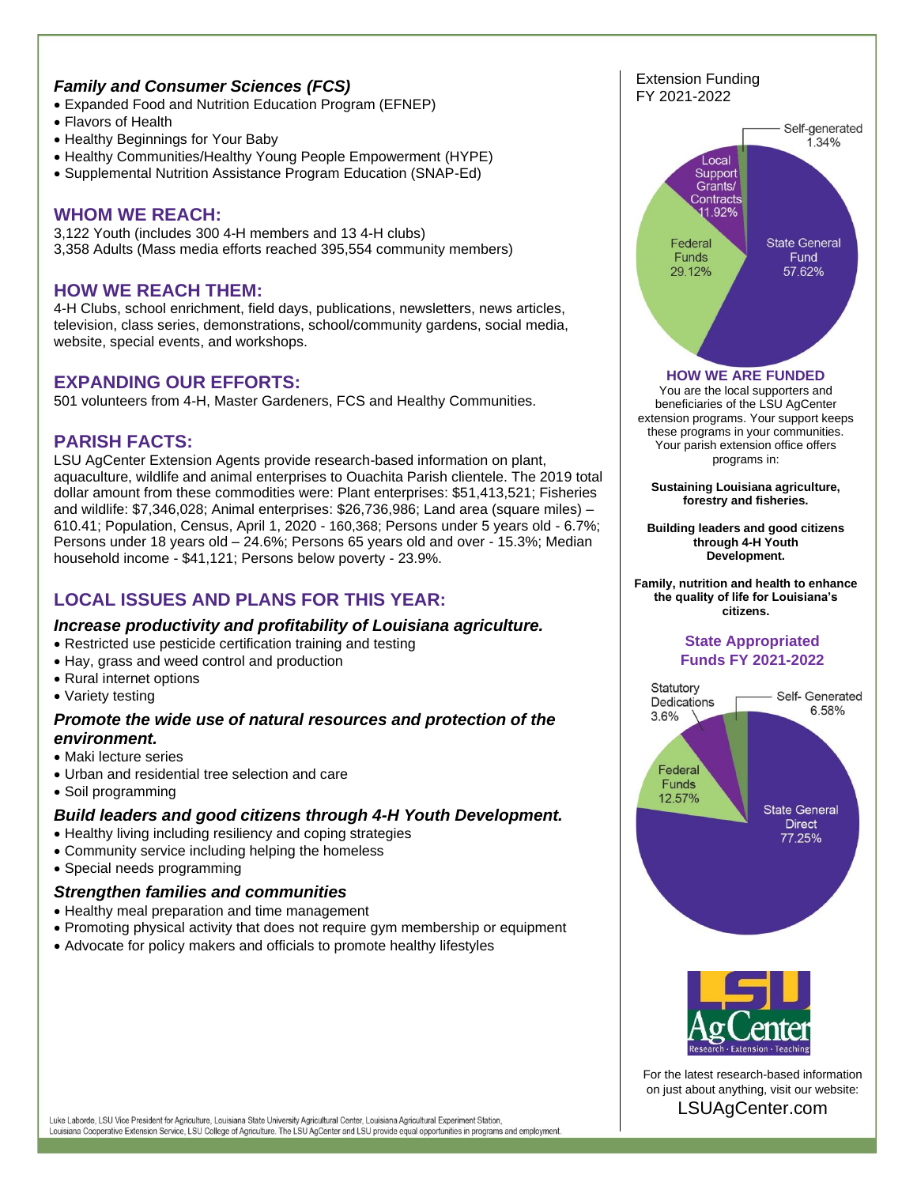### *Family and Consumer Sciences (FCS)*

- Expanded Food and Nutrition Education Program (EFNEP)
- Flavors of Health
- Healthy Beginnings for Your Baby
- Healthy Communities/Healthy Young People Empowerment (HYPE)
- Supplemental Nutrition Assistance Program Education (SNAP-Ed)

## WHOM WE REACH:

3,122 Youth (includes 300 4-H members and 13 4-H clubs)
3,358 Adults (Mass media efforts reached 395,554 community members)

## HOW WE REACH THEM:

4-H Clubs, school enrichment, field days, publications, newsletters, news articles, television, class series, demonstrations, school/community gardens, social media, website, special events, and workshops.

## EXPANDING OUR EFFORTS:

501 volunteers from 4-H, Master Gardeners, FCS and Healthy Communities.

## PARISH FACTS:

LSU AgCenter Extension Agents provide research-based information on plant, aquaculture, wildlife and animal enterprises to Ouachita Parish clientele. The 2019 total dollar amount from these commodities were: Plant enterprises: $51,413,521; Fisheries and wildlife: $7,346,028; Animal enterprises: $26,736,986; Land area (square miles) – 610.41; Population, Census, April 1, 2020 - 160,368; Persons under 5 years old - 6.7%; Persons under 18 years old – 24.6%; Persons 65 years old and over - 15.3%; Median household income - $41,121; Persons below poverty - 23.9%.

## LOCAL ISSUES AND PLANS FOR THIS YEAR:

### *Increase productivity and profitability of Louisiana agriculture.*

- Restricted use pesticide certification training and testing
- Hay, grass and weed control and production
- Rural internet options
- Variety testing

### *Promote the wide use of natural resources and protection of the environment.*

- Maki lecture series
- Urban and residential tree selection and care
- Soil programming

### *Build leaders and good citizens through 4-H Youth Development.*

- Healthy living including resiliency and coping strategies
- Community service including helping the homeless
- Special needs programming

### *Strengthen families and communities*

- Healthy meal preparation and time management
- Promoting physical activity that does not require gym membership or equipment
- Advocate for policy makers and officials to promote healthy lifestyles

Extension Funding
FY 2021-2022

Self-generated 1.34%
Local Support Grants/ Contracts 11.92%
Federal Funds 29.12%
State General Fund 57.62%

## HOW WE ARE FUNDED

You are the local supporters and beneficiaries of the LSU AgCenter extension programs. Your support keeps these programs in your communities. Your parish extension office offers programs in:

**Sustaining Louisiana agriculture, forestry and fisheries.**

**Building leaders and good citizens through 4-H Youth Development.**

**Family, nutrition and health to enhance the quality of life for Louisiana's citizens.**

## State Appropriated Funds FY 2021-2022

Statutory Dedications 3.6%
Self- Generated 6.58%
Federal Funds 12.57%
State General Direct 77.25%

LSU AgCenter
Research · Extension · Teaching

For the latest research-based information on just about anything, visit our website:
LSUAgCenter.com

Luke Laborde, LSU Vice President for Agriculture, Louisiana State University Agricultural Center, Louisiana Agricultural Experiment Station, Louisiana Cooperative Extension Service, LSU College of Agriculture. The LSU AgCenter and LSU provide equal opportunities in programs and employment.